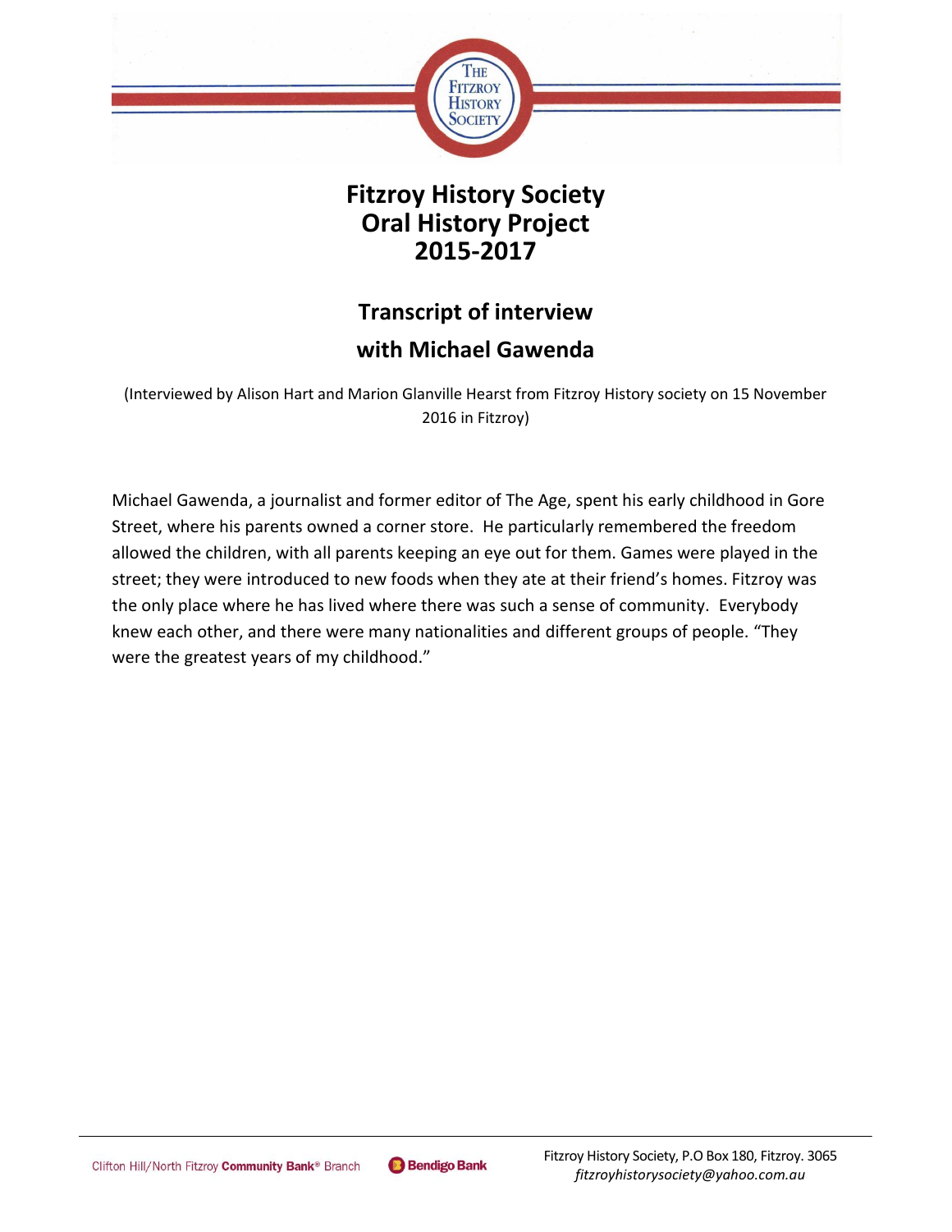# Fitzroy History Society
# Oral History Project
# 2015-2017

## Transcript of interview
## with Michael Gawenda

(Interviewed by Alison Hart and Marion Glanville Hearst from Fitzroy History society on 15 November 2016 in Fitzroy)

Michael Gawenda, a journalist and former editor of The Age, spent his early childhood in Gore Street, where his parents owned a corner store. He particularly remembered the freedom allowed the children, with all parents keeping an eye out for them. Games were played in the street; they were introduced to new foods when they ate at their friend's homes. Fitzroy was the only place where he has lived where there was such a sense of community. Everybody knew each other, and there were many nationalities and different groups of people. "They were the greatest years of my childhood."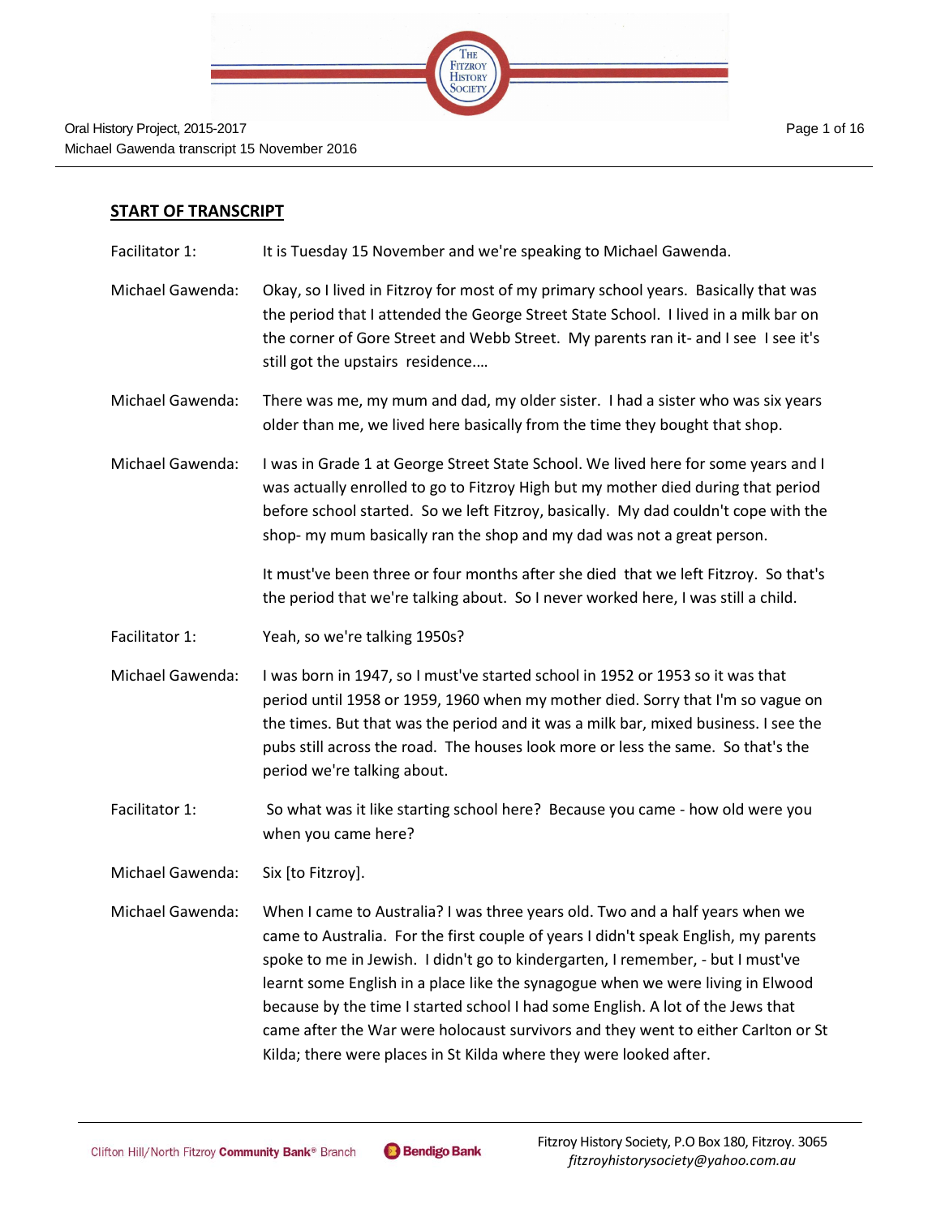## START OF TRANSCRIPT

| | |
|---|---|
| Facilitator 1: | It is Tuesday 15 November and we're speaking to Michael Gawenda. |
| Michael Gawenda: | Okay, so I lived in Fitzroy for most of my primary school years. Basically that was the period that I attended the George Street State School. I lived in a milk bar on the corner of Gore Street and Webb Street. My parents ran it- and I see I see it's still got the upstairs residence.... |
| Michael Gawenda: | There was me, my mum and dad, my older sister. I had a sister who was six years older than me, we lived here basically from the time they bought that shop. |
| Michael Gawenda: | I was in Grade 1 at George Street State School. We lived here for some years and I was actually enrolled to go to Fitzroy High but my mother died during that period before school started. So we left Fitzroy, basically. My dad couldn't cope with the shop- my mum basically ran the shop and my dad was not a great person.<br><br>It must've been three or four months after she died that we left Fitzroy. So that's the period that we're talking about. So I never worked here, I was still a child. |
| Facilitator 1: | Yeah, so we're talking 1950s? |
| Michael Gawenda: | I was born in 1947, so I must've started school in 1952 or 1953 so it was that period until 1958 or 1959, 1960 when my mother died. Sorry that I'm so vague on the times. But that was the period and it was a milk bar, mixed business. I see the pubs still across the road. The houses look more or less the same. So that's the period we're talking about. |
| Facilitator 1: | So what was it like starting school here? Because you came - how old were you when you came here? |
| Michael Gawenda: | Six [to Fitzroy]. |
| Michael Gawenda: | When I came to Australia? I was three years old. Two and a half years when we came to Australia. For the first couple of years I didn't speak English, my parents spoke to me in Jewish. I didn't go to kindergarten, I remember, - but I must've learnt some English in a place like the synagogue when we were living in Elwood because by the time I started school I had some English. A lot of the Jews that came after the War were holocaust survivors and they went to either Carlton or St Kilda; there were places in St Kilda where they were looked after. |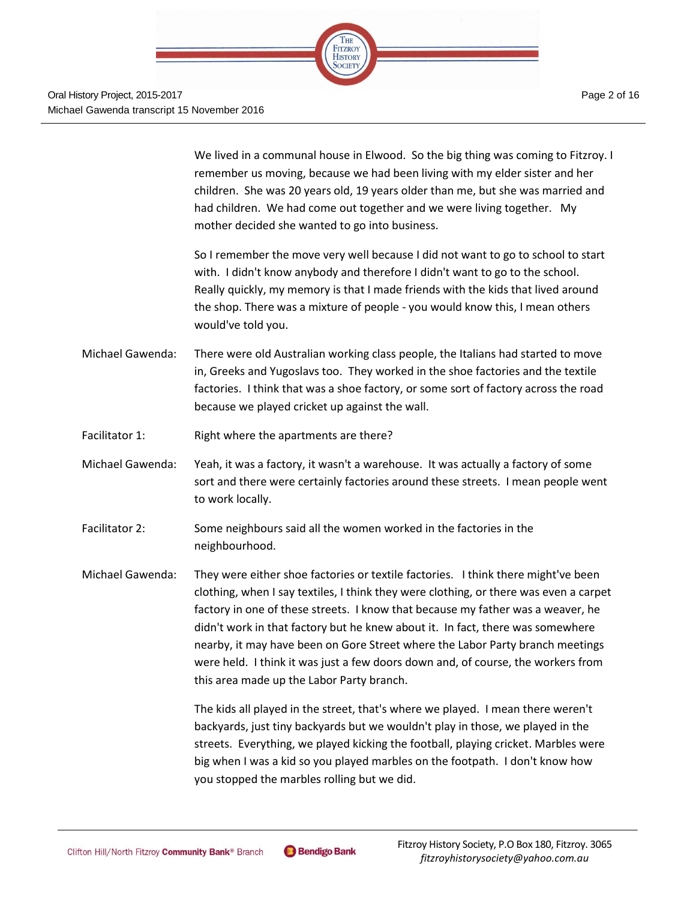We lived in a communal house in Elwood. So the big thing was coming to Fitzroy. I remember us moving, because we had been living with my elder sister and her children. She was 20 years old, 19 years older than me, but she was married and had children. We had come out together and we were living together. My mother decided she wanted to go into business.

So I remember the move very well because I did not want to go to school to start with. I didn't know anybody and therefore I didn't want to go to the school. Really quickly, my memory is that I made friends with the kids that lived around the shop. There was a mixture of people - you would know this, I mean others would've told you.

Michael Gawenda: There were old Australian working class people, the Italians had started to move in, Greeks and Yugoslavs too. They worked in the shoe factories and the textile factories. I think that was a shoe factory, or some sort of factory across the road because we played cricket up against the wall.

Facilitator 1: Right where the apartments are there?

Michael Gawenda: Yeah, it was a factory, it wasn't a warehouse. It was actually a factory of some sort and there were certainly factories around these streets. I mean people went to work locally.

Facilitator 2: Some neighbours said all the women worked in the factories in the neighbourhood.

Michael Gawenda: They were either shoe factories or textile factories. I think there might've been clothing, when I say textiles, I think they were clothing, or there was even a carpet factory in one of these streets. I know that because my father was a weaver, he didn't work in that factory but he knew about it. In fact, there was somewhere nearby, it may have been on Gore Street where the Labor Party branch meetings were held. I think it was just a few doors down and, of course, the workers from this area made up the Labor Party branch.

The kids all played in the street, that's where we played. I mean there weren't backyards, just tiny backyards but we wouldn't play in those, we played in the streets. Everything, we played kicking the football, playing cricket. Marbles were big when I was a kid so you played marbles on the footpath. I don't know how you stopped the marbles rolling but we did.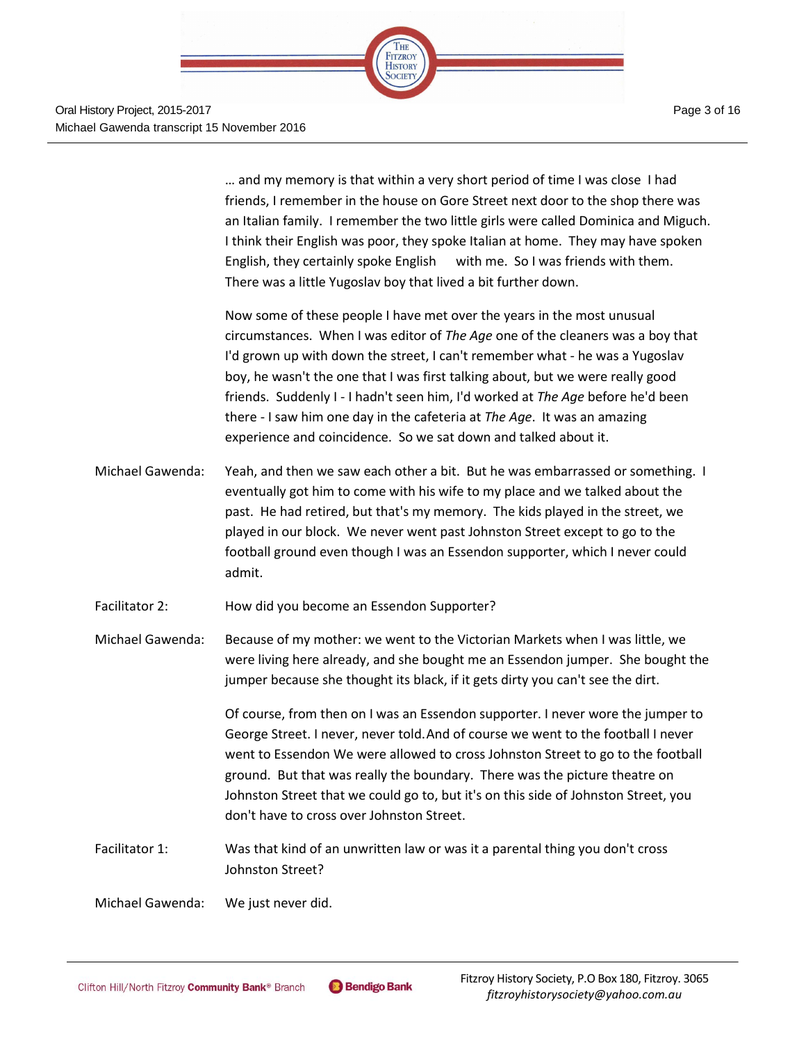… and my memory is that within a very short period of time I was close I had friends, I remember in the house on Gore Street next door to the shop there was an Italian family. I remember the two little girls were called Dominica and Miguch. I think their English was poor, they spoke Italian at home. They may have spoken English, they certainly spoke English with me. So I was friends with them. There was a little Yugoslav boy that lived a bit further down.

Now some of these people I have met over the years in the most unusual circumstances. When I was editor of *The Age* one of the cleaners was a boy that I'd grown up with down the street, I can't remember what - he was a Yugoslav boy, he wasn't the one that I was first talking about, but we were really good friends. Suddenly I - I hadn't seen him, I'd worked at *The Age* before he'd been there - I saw him one day in the cafeteria at *The Age*. It was an amazing experience and coincidence. So we sat down and talked about it.

Michael Gawenda: Yeah, and then we saw each other a bit. But he was embarrassed or something. I eventually got him to come with his wife to my place and we talked about the past. He had retired, but that's my memory. The kids played in the street, we played in our block. We never went past Johnston Street except to go to the football ground even though I was an Essendon supporter, which I never could admit.

Facilitator 2: How did you become an Essendon Supporter?

Michael Gawenda: Because of my mother: we went to the Victorian Markets when I was little, we were living here already, and she bought me an Essendon jumper. She bought the jumper because she thought its black, if it gets dirty you can't see the dirt.

Of course, from then on I was an Essendon supporter. I never wore the jumper to George Street. I never, never told. And of course we went to the football I never went to Essendon We were allowed to cross Johnston Street to go to the football ground. But that was really the boundary. There was the picture theatre on Johnston Street that we could go to, but it's on this side of Johnston Street, you don't have to cross over Johnston Street.

Facilitator 1: Was that kind of an unwritten law or was it a parental thing you don't cross Johnston Street?

Michael Gawenda: We just never did.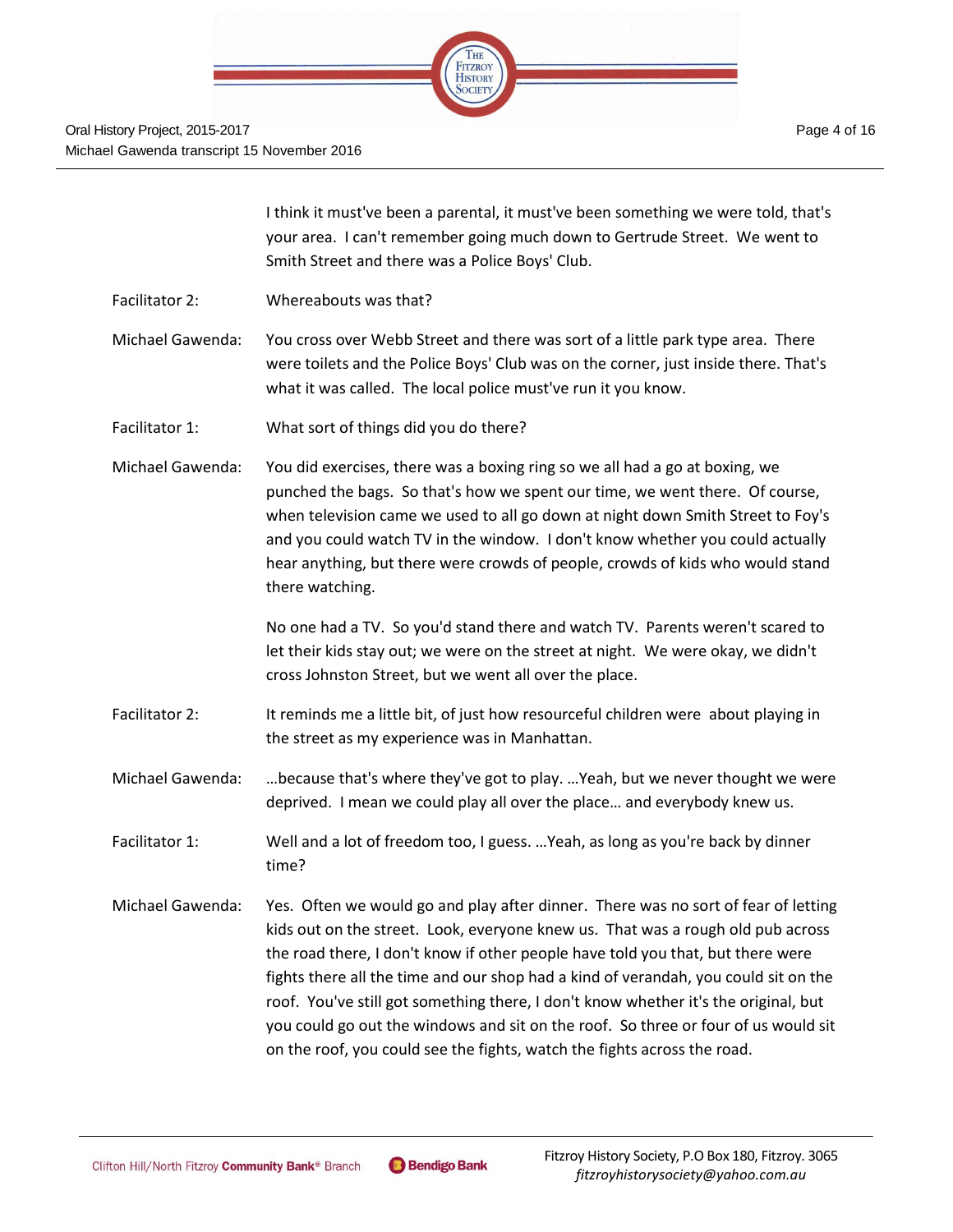I think it must've been a parental, it must've been something we were told, that's your area. I can't remember going much down to Gertrude Street. We went to Smith Street and there was a Police Boys' Club.

Facilitator 2: Whereabouts was that?

Michael Gawenda: You cross over Webb Street and there was sort of a little park type area. There were toilets and the Police Boys' Club was on the corner, just inside there. That's what it was called. The local police must've run it you know.

Facilitator 1: What sort of things did you do there?

Michael Gawenda: You did exercises, there was a boxing ring so we all had a go at boxing, we punched the bags. So that's how we spent our time, we went there. Of course, when television came we used to all go down at night down Smith Street to Foy's and you could watch TV in the window. I don't know whether you could actually hear anything, but there were crowds of people, crowds of kids who would stand there watching.

No one had a TV. So you'd stand there and watch TV. Parents weren't scared to let their kids stay out; we were on the street at night. We were okay, we didn't cross Johnston Street, but we went all over the place.

Facilitator 2: It reminds me a little bit, of just how resourceful children were about playing in the street as my experience was in Manhattan.

Michael Gawenda: …because that's where they've got to play. …Yeah, but we never thought we were deprived. I mean we could play all over the place… and everybody knew us.

Facilitator 1: Well and a lot of freedom too, I guess. …Yeah, as long as you're back by dinner time?

Michael Gawenda: Yes. Often we would go and play after dinner. There was no sort of fear of letting kids out on the street. Look, everyone knew us. That was a rough old pub across the road there, I don't know if other people have told you that, but there were fights there all the time and our shop had a kind of verandah, you could sit on the roof. You've still got something there, I don't know whether it's the original, but you could go out the windows and sit on the roof. So three or four of us would sit on the roof, you could see the fights, watch the fights across the road.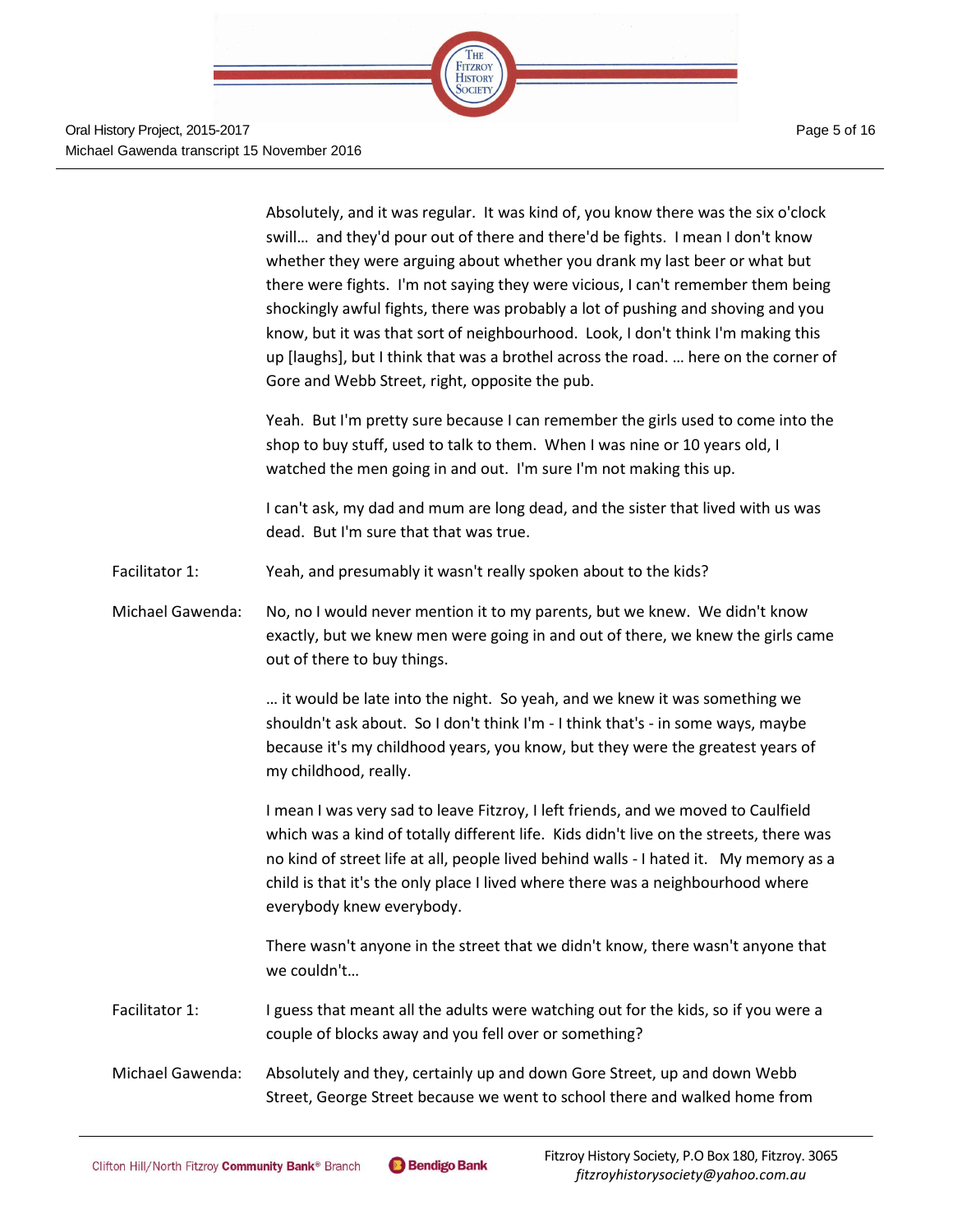Absolutely, and it was regular. It was kind of, you know there was the six o'clock swill… and they'd pour out of there and there'd be fights. I mean I don't know whether they were arguing about whether you drank my last beer or what but there were fights. I'm not saying they were vicious, I can't remember them being shockingly awful fights, there was probably a lot of pushing and shoving and you know, but it was that sort of neighbourhood. Look, I don't think I'm making this up [laughs], but I think that was a brothel across the road. … here on the corner of Gore and Webb Street, right, opposite the pub.

Yeah. But I'm pretty sure because I can remember the girls used to come into the shop to buy stuff, used to talk to them. When I was nine or 10 years old, I watched the men going in and out. I'm sure I'm not making this up.

I can't ask, my dad and mum are long dead, and the sister that lived with us was dead. But I'm sure that that was true.

**Facilitator 1:** Yeah, and presumably it wasn't really spoken about to the kids?

**Michael Gawenda:** No, no I would never mention it to my parents, but we knew. We didn't know exactly, but we knew men were going in and out of there, we knew the girls came out of there to buy things.

… it would be late into the night. So yeah, and we knew it was something we shouldn't ask about. So I don't think I'm - I think that's - in some ways, maybe because it's my childhood years, you know, but they were the greatest years of my childhood, really.

I mean I was very sad to leave Fitzroy, I left friends, and we moved to Caulfield which was a kind of totally different life. Kids didn't live on the streets, there was no kind of street life at all, people lived behind walls - I hated it. My memory as a child is that it's the only place I lived where there was a neighbourhood where everybody knew everybody.

There wasn't anyone in the street that we didn't know, there wasn't anyone that we couldn't…

**Facilitator 1:** I guess that meant all the adults were watching out for the kids, so if you were a couple of blocks away and you fell over or something?

**Michael Gawenda:** Absolutely and they, certainly up and down Gore Street, up and down Webb Street, George Street because we went to school there and walked home from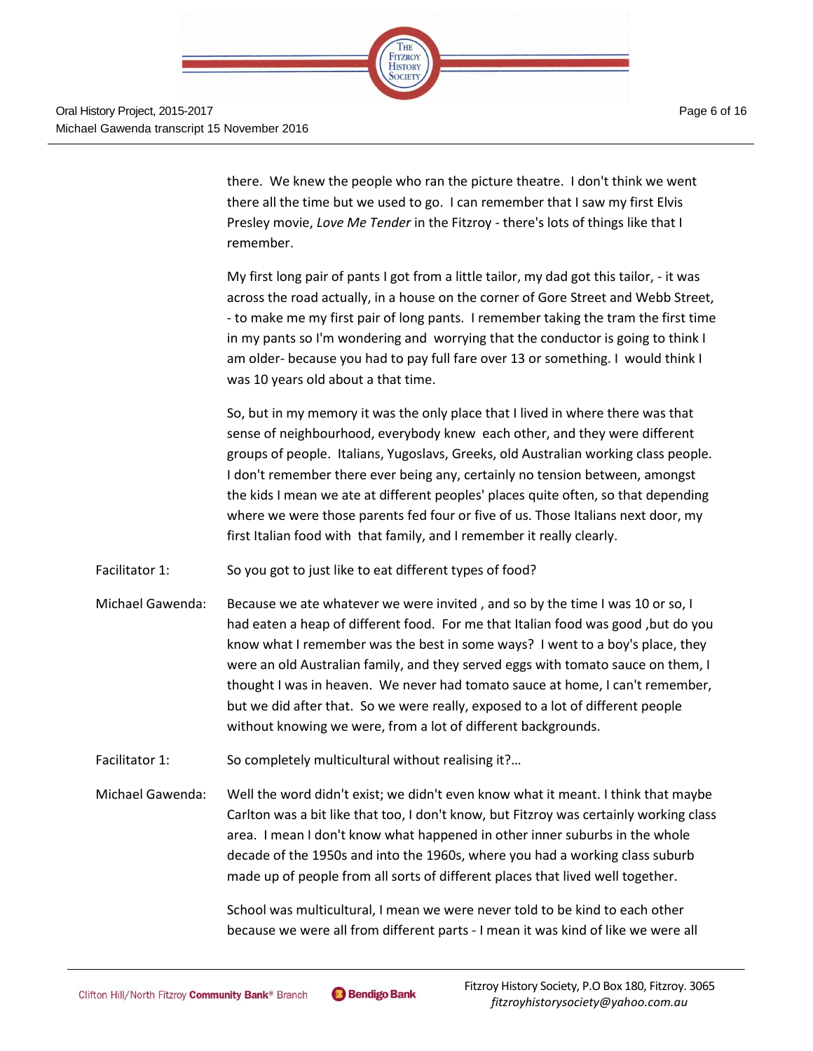there.  We knew the people who ran the picture theatre.  I don't think we went there all the time but we used to go.  I can remember that I saw my first Elvis Presley movie, *Love Me Tender* in the Fitzroy - there's lots of things like that I remember.

My first long pair of pants I got from a little tailor, my dad got this tailor, - it was across the road actually, in a house on the corner of Gore Street and Webb Street, - to make me my first pair of long pants.  I remember taking the tram the first time in my pants so I'm wondering and  worrying that the conductor is going to think I am older- because you had to pay full fare over 13 or something.  I  would think I was 10 years old about a that time.

So, but in my memory it was the only place that I lived in where there was that sense of neighbourhood, everybody knew  each other, and they were different groups of people.  Italians, Yugoslavs, Greeks, old Australian working class people.  I don't remember there ever being any, certainly no tension between, amongst the kids I mean we ate at different peoples' places quite often, so that depending where we were those parents fed four or five of us. Those Italians next door, my first Italian food with  that family, and I remember it really clearly.

Facilitator 1: So you got to just like to eat different types of food?

Michael Gawenda: Because we ate whatever we were invited , and so by the time I was 10 or so, I had eaten a heap of different food.  For me that Italian food was good ,but do you know what I remember was the best in some ways?  I went to a boy's place, they were an old Australian family, and they served eggs with tomato sauce on them, I thought I was in heaven.  We never had tomato sauce at home, I can't remember, but we did after that.  So we were really, exposed to a lot of different people without knowing we were, from a lot of different backgrounds.

Facilitator 1: So completely multicultural without realising it?...

Michael Gawenda: Well the word didn't exist; we didn't even know what it meant. I think that maybe Carlton was a bit like that too, I don't know, but Fitzroy was certainly working class area.  I mean I don't know what happened in other inner suburbs in the whole decade of the 1950s and into the 1960s, where you had a working class suburb made up of people from all sorts of different places that lived well together.

School was multicultural, I mean we were never told to be kind to each other because we were all from different parts - I mean it was kind of like we were all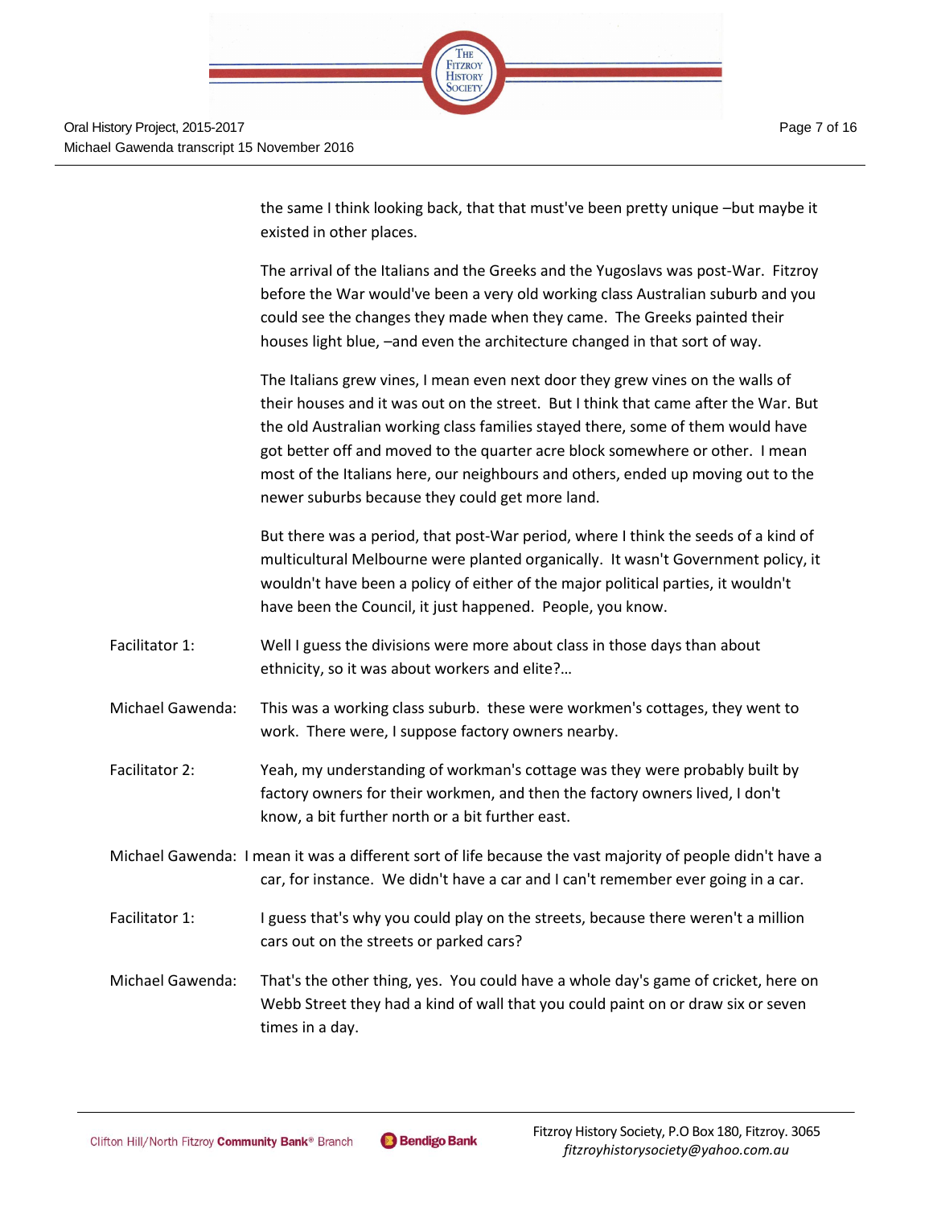the same I think looking back, that that must've been pretty unique –but maybe it existed in other places.

The arrival of the Italians and the Greeks and the Yugoslavs was post-War. Fitzroy before the War would've been a very old working class Australian suburb and you could see the changes they made when they came. The Greeks painted their houses light blue, –and even the architecture changed in that sort of way.

The Italians grew vines, I mean even next door they grew vines on the walls of their houses and it was out on the street. But I think that came after the War. But the old Australian working class families stayed there, some of them would have got better off and moved to the quarter acre block somewhere or other. I mean most of the Italians here, our neighbours and others, ended up moving out to the newer suburbs because they could get more land.

But there was a period, that post-War period, where I think the seeds of a kind of multicultural Melbourne were planted organically. It wasn't Government policy, it wouldn't have been a policy of either of the major political parties, it wouldn't have been the Council, it just happened. People, you know.

Facilitator 1: Well I guess the divisions were more about class in those days than about ethnicity, so it was about workers and elite?…

Michael Gawenda: This was a working class suburb. these were workmen's cottages, they went to work. There were, I suppose factory owners nearby.

Facilitator 2: Yeah, my understanding of workman's cottage was they were probably built by factory owners for their workmen, and then the factory owners lived, I don't know, a bit further north or a bit further east.

Michael Gawenda: I mean it was a different sort of life because the vast majority of people didn't have a car, for instance. We didn't have a car and I can't remember ever going in a car.

Facilitator 1: I guess that's why you could play on the streets, because there weren't a million cars out on the streets or parked cars?

Michael Gawenda: That's the other thing, yes. You could have a whole day's game of cricket, here on Webb Street they had a kind of wall that you could paint on or draw six or seven times in a day.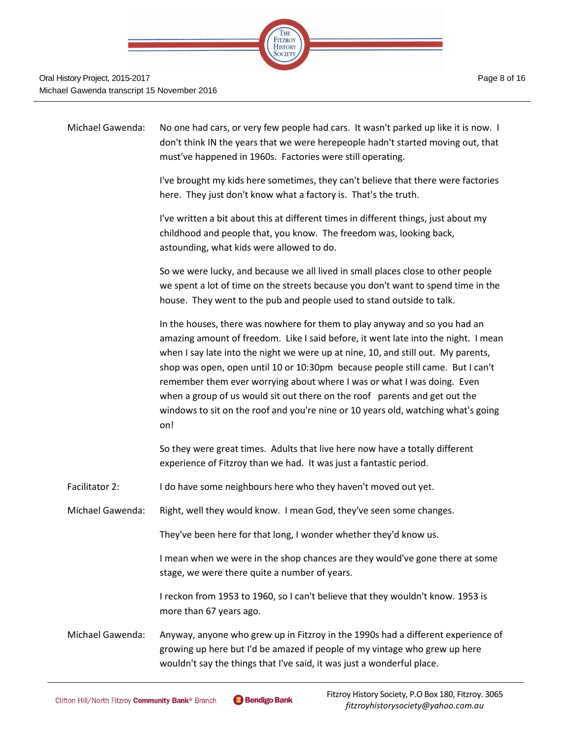Michael Gawenda: No one had cars, or very few people had cars. It wasn't parked up like it is now. I don't think IN the years that we were herepeople hadn't started moving out, that must've happened in 1960s. Factories were still operating.

I've brought my kids here sometimes, they can't believe that there were factories here. They just don't know what a factory is. That's the truth.

I've written a bit about this at different times in different things, just about my childhood and people that, you know. The freedom was, looking back, astounding, what kids were allowed to do.

So we were lucky, and because we all lived in small places close to other people we spent a lot of time on the streets because you don't want to spend time in the house. They went to the pub and people used to stand outside to talk.

In the houses, there was nowhere for them to play anyway and so you had an amazing amount of freedom. Like I said before, it went late into the night. I mean when I say late into the night we were up at nine, 10, and still out. My parents, shop was open, open until 10 or 10:30pm because people still came. But I can't remember them ever worrying about where I was or what I was doing. Even when a group of us would sit out there on the roof parents and get out the windows to sit on the roof and you're nine or 10 years old, watching what's going on!

So they were great times. Adults that live here now have a totally different experience of Fitzroy than we had. It was just a fantastic period.

Facilitator 2: I do have some neighbours here who they haven't moved out yet.

Michael Gawenda: Right, well they would know. I mean God, they've seen some changes.

They've been here for that long, I wonder whether they'd know us.

I mean when we were in the shop chances are they would've gone there at some stage, we were there quite a number of years.

I reckon from 1953 to 1960, so I can't believe that they wouldn't know. 1953 is more than 67 years ago.

Michael Gawenda: Anyway, anyone who grew up in Fitzroy in the 1990s had a different experience of growing up here but I'd be amazed if people of my vintage who grew up here wouldn't say the things that I've said, it was just a wonderful place.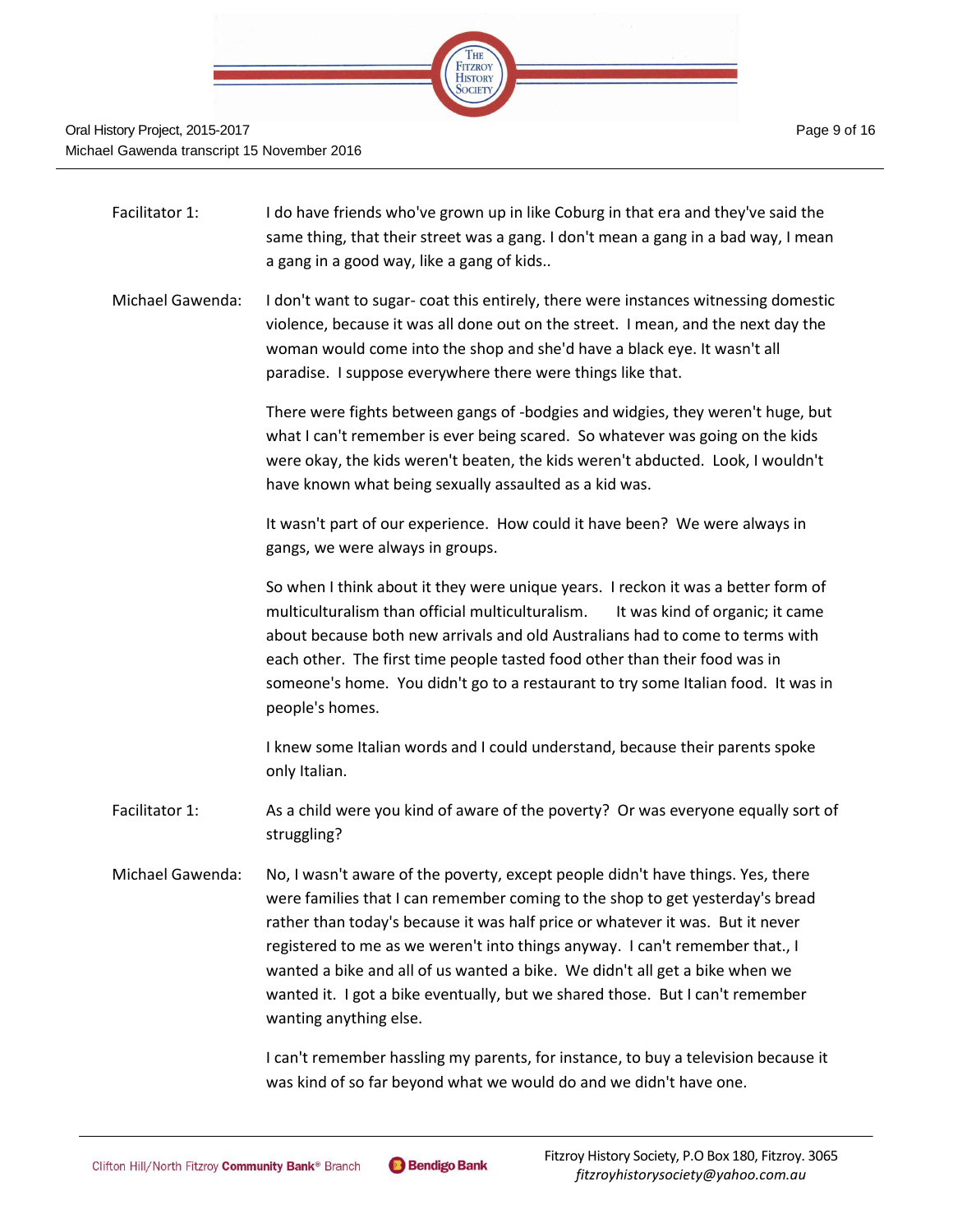Facilitator 1: I do have friends who've grown up in like Coburg in that era and they've said the same thing, that their street was a gang. I don't mean a gang in a bad way, I mean a gang in a good way, like a gang of kids..

Michael Gawenda: I don't want to sugar- coat this entirely, there were instances witnessing domestic violence, because it was all done out on the street. I mean, and the next day the woman would come into the shop and she'd have a black eye. It wasn't all paradise. I suppose everywhere there were things like that.

There were fights between gangs of -bodgies and widgies, they weren't huge, but what I can't remember is ever being scared. So whatever was going on the kids were okay, the kids weren't beaten, the kids weren't abducted. Look, I wouldn't have known what being sexually assaulted as a kid was.

It wasn't part of our experience. How could it have been? We were always in gangs, we were always in groups.

So when I think about it they were unique years. I reckon it was a better form of multiculturalism than official multiculturalism. It was kind of organic; it came about because both new arrivals and old Australians had to come to terms with each other. The first time people tasted food other than their food was in someone's home. You didn't go to a restaurant to try some Italian food. It was in people's homes.

I knew some Italian words and I could understand, because their parents spoke only Italian.

Facilitator 1: As a child were you kind of aware of the poverty? Or was everyone equally sort of struggling?

Michael Gawenda: No, I wasn't aware of the poverty, except people didn't have things. Yes, there were families that I can remember coming to the shop to get yesterday's bread rather than today's because it was half price or whatever it was. But it never registered to me as we weren't into things anyway. I can't remember that., I wanted a bike and all of us wanted a bike. We didn't all get a bike when we wanted it. I got a bike eventually, but we shared those. But I can't remember wanting anything else.

I can't remember hassling my parents, for instance, to buy a television because it was kind of so far beyond what we would do and we didn't have one.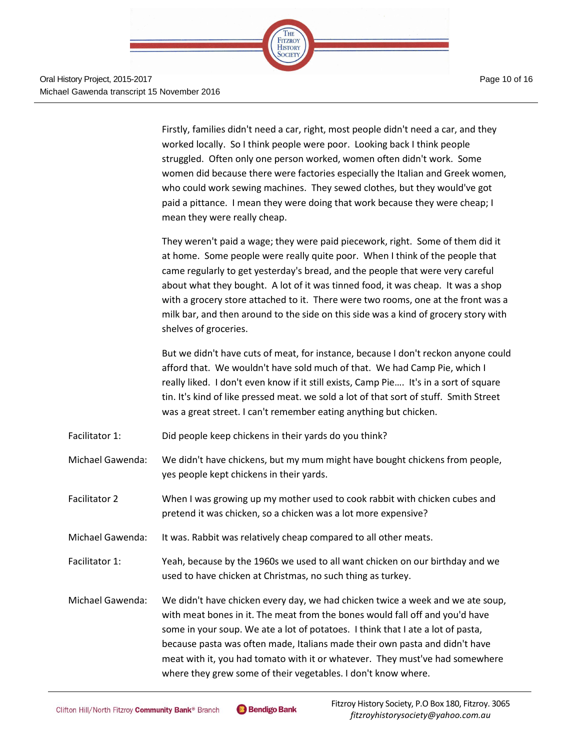Firstly, families didn't need a car, right, most people didn't need a car, and they worked locally. So I think people were poor. Looking back I think people struggled. Often only one person worked, women often didn't work. Some women did because there were factories especially the Italian and Greek women, who could work sewing machines. They sewed clothes, but they would've got paid a pittance. I mean they were doing that work because they were cheap; I mean they were really cheap.

They weren't paid a wage; they were paid piecework, right. Some of them did it at home. Some people were really quite poor. When I think of the people that came regularly to get yesterday's bread, and the people that were very careful about what they bought. A lot of it was tinned food, it was cheap. It was a shop with a grocery store attached to it. There were two rooms, one at the front was a milk bar, and then around to the side on this side was a kind of grocery story with shelves of groceries.

But we didn't have cuts of meat, for instance, because I don't reckon anyone could afford that. We wouldn't have sold much of that. We had Camp Pie, which I really liked. I don't even know if it still exists, Camp Pie…. It's in a sort of square tin. It's kind of like pressed meat. we sold a lot of that sort of stuff. Smith Street was a great street. I can't remember eating anything but chicken.

**Facilitator 1:** Did people keep chickens in their yards do you think?

**Michael Gawenda:** We didn't have chickens, but my mum might have bought chickens from people, yes people kept chickens in their yards.

**Facilitator 2** When I was growing up my mother used to cook rabbit with chicken cubes and pretend it was chicken, so a chicken was a lot more expensive?

**Michael Gawenda:** It was. Rabbit was relatively cheap compared to all other meats.

**Facilitator 1:** Yeah, because by the 1960s we used to all want chicken on our birthday and we used to have chicken at Christmas, no such thing as turkey.

**Michael Gawenda:** We didn't have chicken every day, we had chicken twice a week and we ate soup, with meat bones in it. The meat from the bones would fall off and you'd have some in your soup. We ate a lot of potatoes. I think that I ate a lot of pasta, because pasta was often made, Italians made their own pasta and didn't have meat with it, you had tomato with it or whatever. They must've had somewhere where they grew some of their vegetables. I don't know where.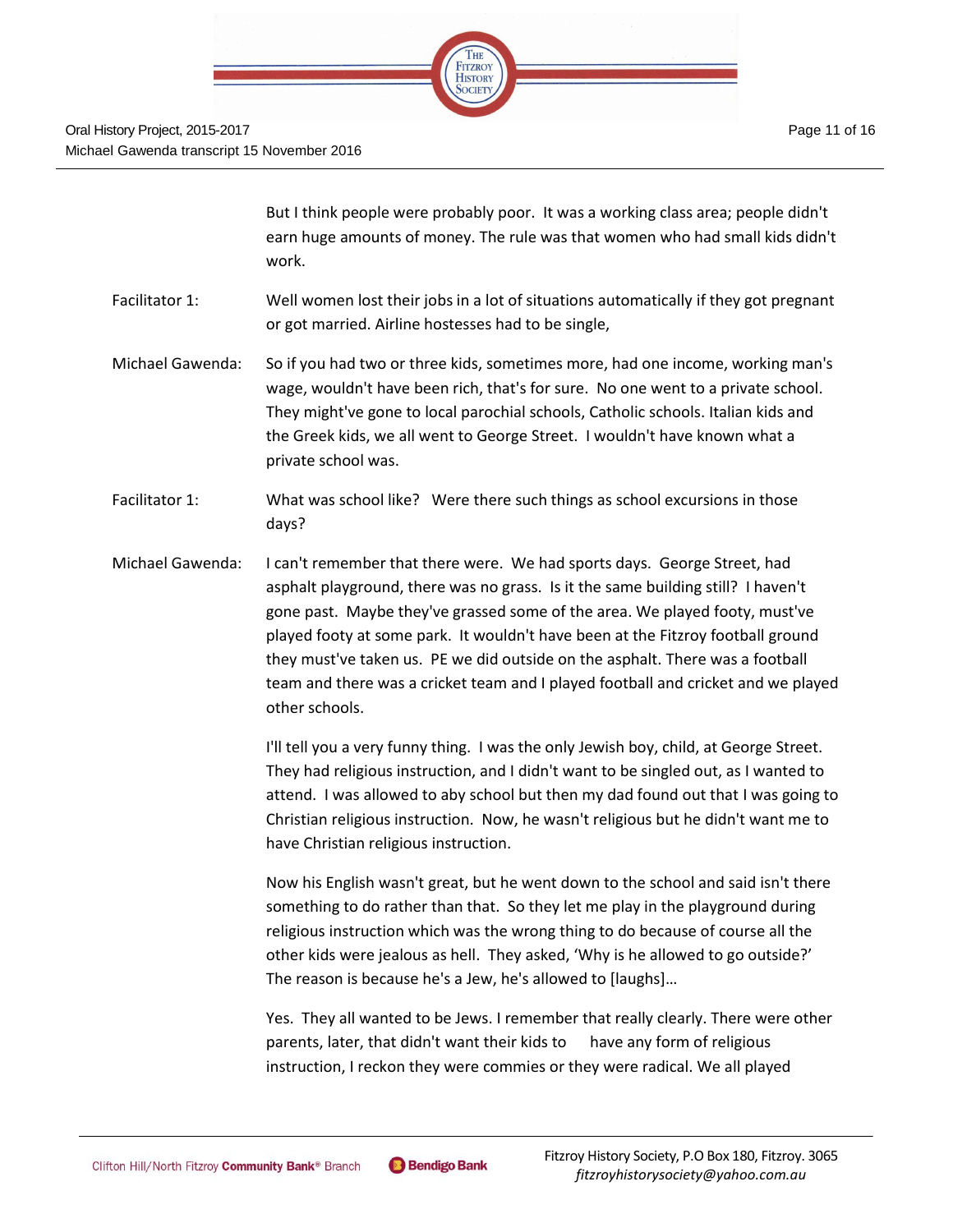But I think people were probably poor. It was a working class area; people didn't earn huge amounts of money. The rule was that women who had small kids didn't work.

Facilitator 1: Well women lost their jobs in a lot of situations automatically if they got pregnant or got married. Airline hostesses had to be single,

Michael Gawenda: So if you had two or three kids, sometimes more, had one income, working man's wage, wouldn't have been rich, that's for sure. No one went to a private school. They might've gone to local parochial schools, Catholic schools. Italian kids and the Greek kids, we all went to George Street. I wouldn't have known what a private school was.

Facilitator 1: What was school like? Were there such things as school excursions in those days?

Michael Gawenda: I can't remember that there were. We had sports days. George Street, had asphalt playground, there was no grass. Is it the same building still? I haven't gone past. Maybe they've grassed some of the area. We played footy, must've played footy at some park. It wouldn't have been at the Fitzroy football ground they must've taken us. PE we did outside on the asphalt. There was a football team and there was a cricket team and I played football and cricket and we played other schools.

I'll tell you a very funny thing. I was the only Jewish boy, child, at George Street. They had religious instruction, and I didn't want to be singled out, as I wanted to attend. I was allowed to aby school but then my dad found out that I was going to Christian religious instruction. Now, he wasn't religious but he didn't want me to have Christian religious instruction.

Now his English wasn't great, but he went down to the school and said isn't there something to do rather than that. So they let me play in the playground during religious instruction which was the wrong thing to do because of course all the other kids were jealous as hell. They asked, 'Why is he allowed to go outside?' The reason is because he's a Jew, he's allowed to [laughs]…

Yes. They all wanted to be Jews. I remember that really clearly. There were other parents, later, that didn't want their kids to have any form of religious instruction, I reckon they were commies or they were radical. We all played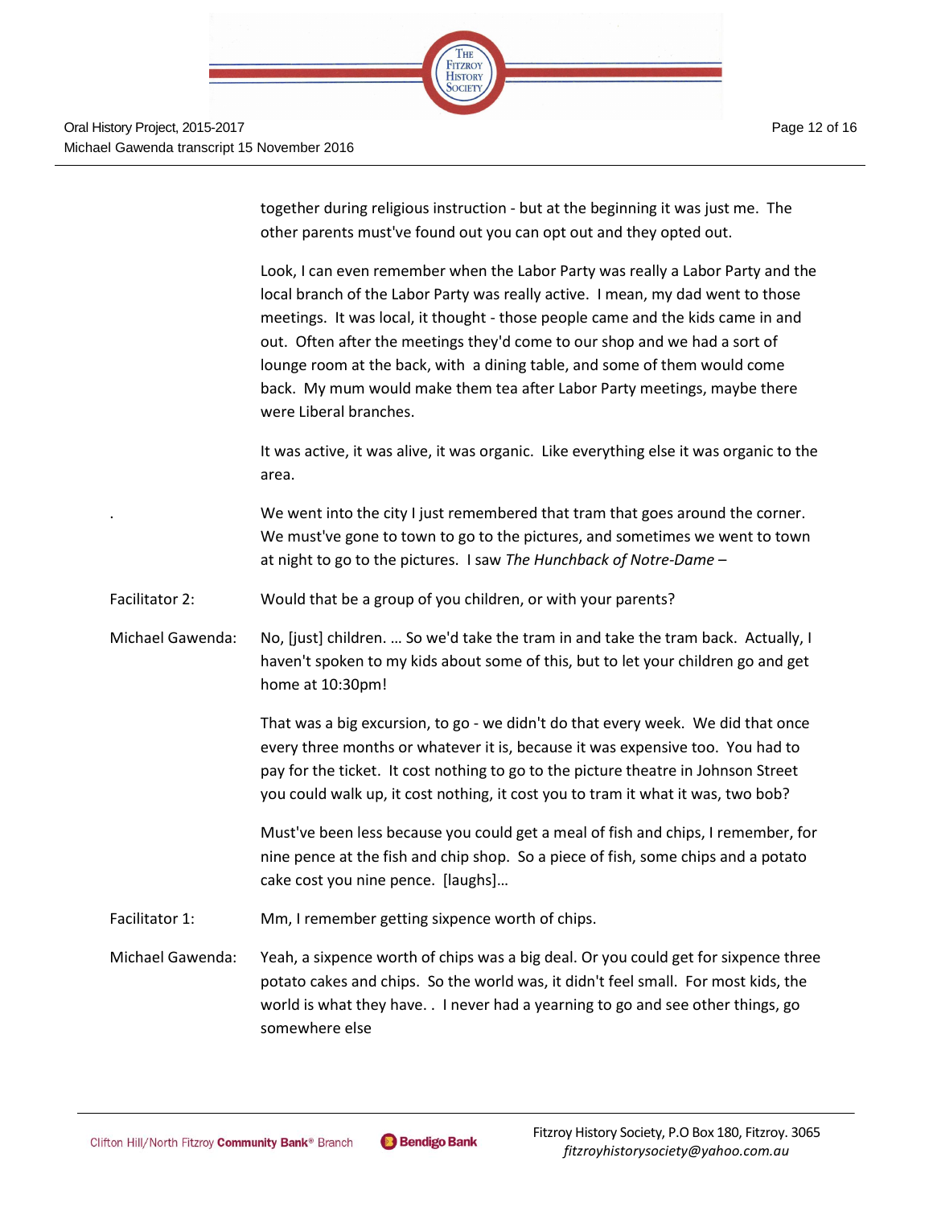together during religious instruction - but at the beginning it was just me. The other parents must've found out you can opt out and they opted out.

Look, I can even remember when the Labor Party was really a Labor Party and the local branch of the Labor Party was really active. I mean, my dad went to those meetings. It was local, it thought - those people came and the kids came in and out. Often after the meetings they'd come to our shop and we had a sort of lounge room at the back, with a dining table, and some of them would come back. My mum would make them tea after Labor Party meetings, maybe there were Liberal branches.

It was active, it was alive, it was organic. Like everything else it was organic to the area.

. We went into the city I just remembered that tram that goes around the corner. We must've gone to town to go to the pictures, and sometimes we went to town at night to go to the pictures. I saw *The Hunchback of Notre-Dame* –

Facilitator 2: Would that be a group of you children, or with your parents?

Michael Gawenda: No, [just] children. … So we'd take the tram in and take the tram back. Actually, I haven't spoken to my kids about some of this, but to let your children go and get home at 10:30pm!

That was a big excursion, to go - we didn't do that every week. We did that once every three months or whatever it is, because it was expensive too. You had to pay for the ticket. It cost nothing to go to the picture theatre in Johnson Street you could walk up, it cost nothing, it cost you to tram it what it was, two bob?

Must've been less because you could get a meal of fish and chips, I remember, for nine pence at the fish and chip shop. So a piece of fish, some chips and a potato cake cost you nine pence. [laughs]…

Facilitator 1: Mm, I remember getting sixpence worth of chips.

Michael Gawenda: Yeah, a sixpence worth of chips was a big deal. Or you could get for sixpence three potato cakes and chips. So the world was, it didn't feel small. For most kids, the world is what they have. . I never had a yearning to go and see other things, go somewhere else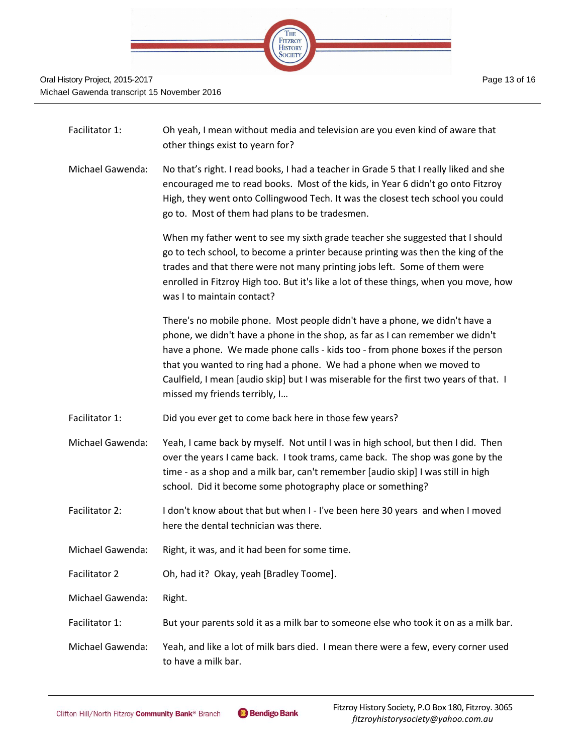Facilitator 1: Oh yeah, I mean without media and television are you even kind of aware that other things exist to yearn for?

Michael Gawenda: No that's right. I read books, I had a teacher in Grade 5 that I really liked and she encouraged me to read books. Most of the kids, in Year 6 didn't go onto Fitzroy High, they went onto Collingwood Tech. It was the closest tech school you could go to. Most of them had plans to be tradesmen.

When my father went to see my sixth grade teacher she suggested that I should go to tech school, to become a printer because printing was then the king of the trades and that there were not many printing jobs left. Some of them were enrolled in Fitzroy High too. But it's like a lot of these things, when you move, how was I to maintain contact?

There's no mobile phone. Most people didn't have a phone, we didn't have a phone, we didn't have a phone in the shop, as far as I can remember we didn't have a phone. We made phone calls - kids too - from phone boxes if the person that you wanted to ring had a phone. We had a phone when we moved to Caulfield, I mean [audio skip] but I was miserable for the first two years of that. I missed my friends terribly, I…

Facilitator 1: Did you ever get to come back here in those few years?

Michael Gawenda: Yeah, I came back by myself. Not until I was in high school, but then I did. Then over the years I came back. I took trams, came back. The shop was gone by the time - as a shop and a milk bar, can't remember [audio skip] I was still in high school. Did it become some photography place or something?

Facilitator 2: I don't know about that but when I - I've been here 30 years and when I moved here the dental technician was there.

Michael Gawenda: Right, it was, and it had been for some time.

Facilitator 2 Oh, had it? Okay, yeah [Bradley Toome].

Michael Gawenda: Right.

Facilitator 1: But your parents sold it as a milk bar to someone else who took it on as a milk bar.

Michael Gawenda: Yeah, and like a lot of milk bars died. I mean there were a few, every corner used to have a milk bar.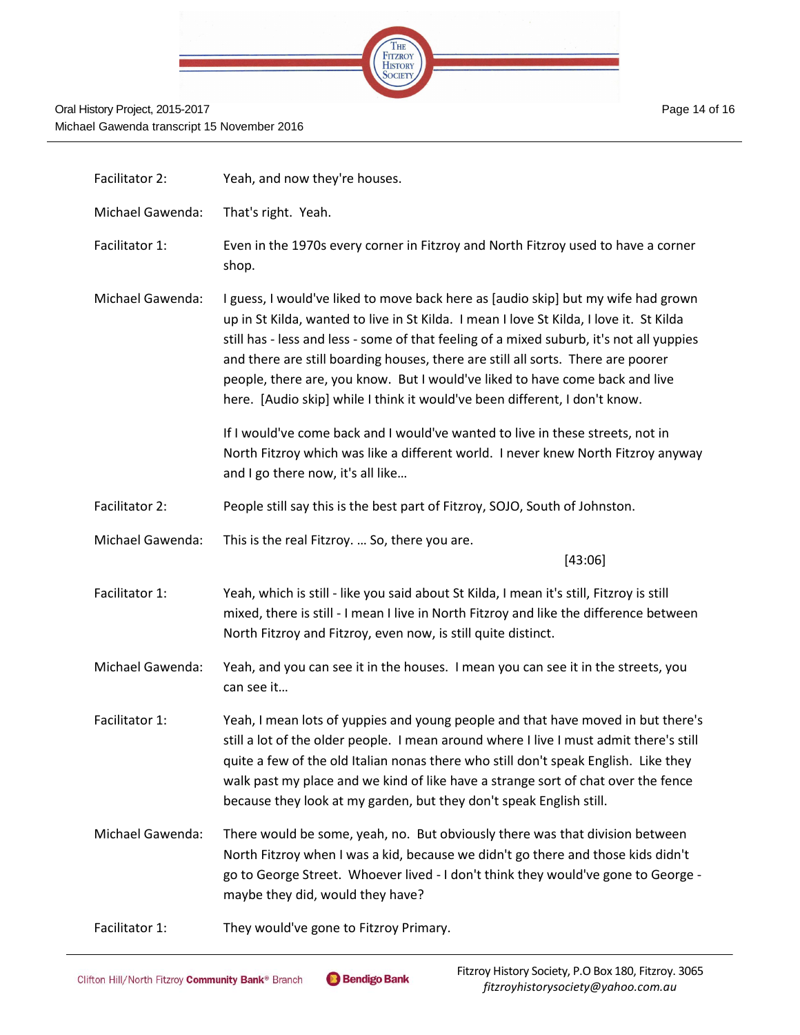| | |
|---|---|
| Facilitator 2: | Yeah, and now they're houses. |
| Michael Gawenda: | That's right. Yeah. |
| Facilitator 1: | Even in the 1970s every corner in Fitzroy and North Fitzroy used to have a corner shop. |
| Michael Gawenda: | I guess, I would've liked to move back here as [audio skip] but my wife had grown up in St Kilda, wanted to live in St Kilda. I mean I love St Kilda, I love it. St Kilda still has - less and less - some of that feeling of a mixed suburb, it's not all yuppies and there are still boarding houses, there are still all sorts. There are poorer people, there are, you know. But I would've liked to have come back and live here. [Audio skip] while I think it would've been different, I don't know.<br><br>If I would've come back and I would've wanted to live in these streets, not in North Fitzroy which was like a different world. I never knew North Fitzroy anyway and I go there now, it's all like… |
| Facilitator 2: | People still say this is the best part of Fitzroy, SOJO, South of Johnston. |
| Michael Gawenda: | This is the real Fitzroy. … So, there you are.<br><br>[43:06] |
| Facilitator 1: | Yeah, which is still - like you said about St Kilda, I mean it's still, Fitzroy is still mixed, there is still - I mean I live in North Fitzroy and like the difference between North Fitzroy and Fitzroy, even now, is still quite distinct. |
| Michael Gawenda: | Yeah, and you can see it in the houses. I mean you can see it in the streets, you can see it… |
| Facilitator 1: | Yeah, I mean lots of yuppies and young people and that have moved in but there's still a lot of the older people. I mean around where I live I must admit there's still quite a few of the old Italian nonas there who still don't speak English. Like they walk past my place and we kind of like have a strange sort of chat over the fence because they look at my garden, but they don't speak English still. |
| Michael Gawenda: | There would be some, yeah, no. But obviously there was that division between North Fitzroy when I was a kid, because we didn't go there and those kids didn't go to George Street. Whoever lived - I don't think they would've gone to George - maybe they did, would they have? |
| Facilitator 1: | They would've gone to Fitzroy Primary. |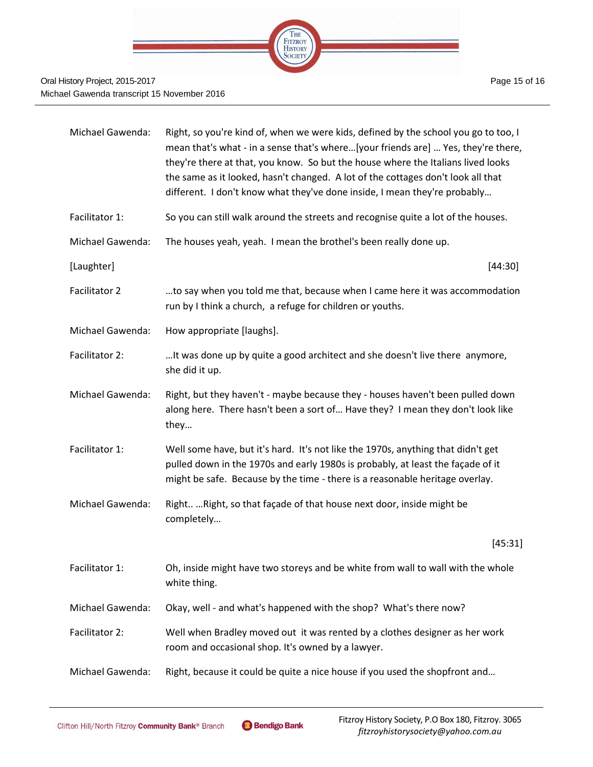Michael Gawenda: Right, so you're kind of, when we were kids, defined by the school you go to too, I mean that's what - in a sense that's where…[your friends are] … Yes, they're there, they're there at that, you know. So but the house where the Italians lived looks the same as it looked, hasn't changed. A lot of the cottages don't look all that different. I don't know what they've done inside, I mean they're probably…

Facilitator 1: So you can still walk around the streets and recognise quite a lot of the houses.

Michael Gawenda: The houses yeah, yeah. I mean the brothel's been really done up.

[Laughter] [44:30]

Facilitator 2 …to say when you told me that, because when I came here it was accommodation run by I think a church, a refuge for children or youths.

Michael Gawenda: How appropriate [laughs].

Facilitator 2: …It was done up by quite a good architect and she doesn't live there anymore, she did it up.

Michael Gawenda: Right, but they haven't - maybe because they - houses haven't been pulled down along here. There hasn't been a sort of… Have they? I mean they don't look like they…

Facilitator 1: Well some have, but it's hard. It's not like the 1970s, anything that didn't get pulled down in the 1970s and early 1980s is probably, at least the façade of it might be safe. Because by the time - there is a reasonable heritage overlay.

Michael Gawenda: Right.. …Right, so that façade of that house next door, inside might be completely…

[45:31]

Facilitator 1: Oh, inside might have two storeys and be white from wall to wall with the whole white thing.

Michael Gawenda: Okay, well - and what's happened with the shop? What's there now?

Facilitator 2: Well when Bradley moved out it was rented by a clothes designer as her work room and occasional shop. It's owned by a lawyer.

Michael Gawenda: Right, because it could be quite a nice house if you used the shopfront and…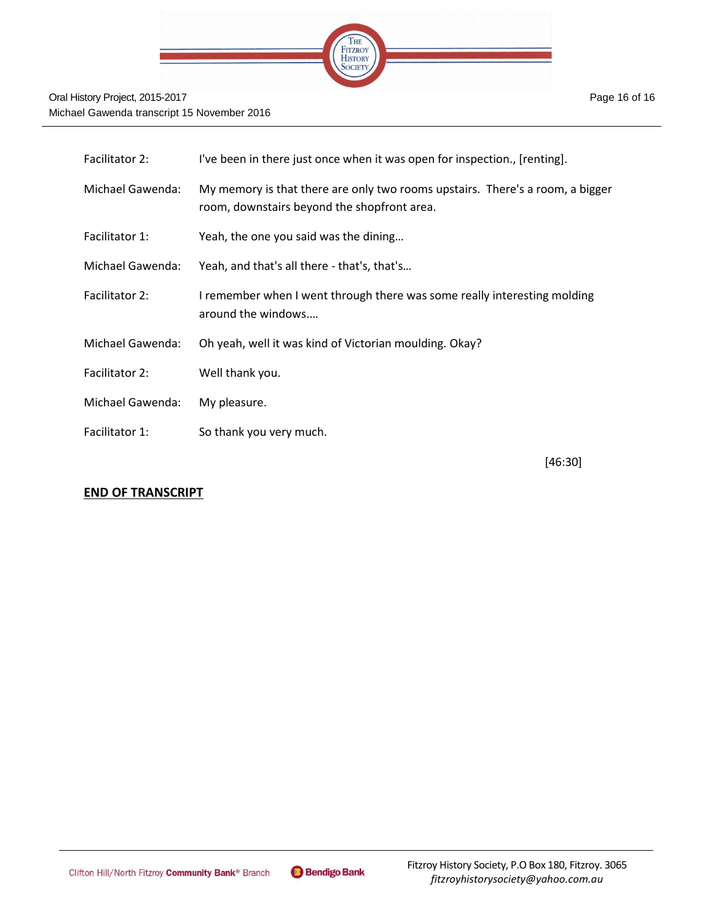| | |
|---|---|
| Facilitator 2: | I've been in there just once when it was open for inspection., [renting]. |
| Michael Gawenda: | My memory is that there are only two rooms upstairs. There's a room, a bigger room, downstairs beyond the shopfront area. |
| Facilitator 1: | Yeah, the one you said was the dining… |
| Michael Gawenda: | Yeah, and that's all there - that's, that's… |
| Facilitator 2: | I remember when I went through there was some really interesting molding around the windows…. |
| Michael Gawenda: | Oh yeah, well it was kind of Victorian moulding. Okay? |
| Facilitator 2: | Well thank you. |
| Michael Gawenda: | My pleasure. |
| Facilitator 1: | So thank you very much. |

[46:30]

**END OF TRANSCRIPT**